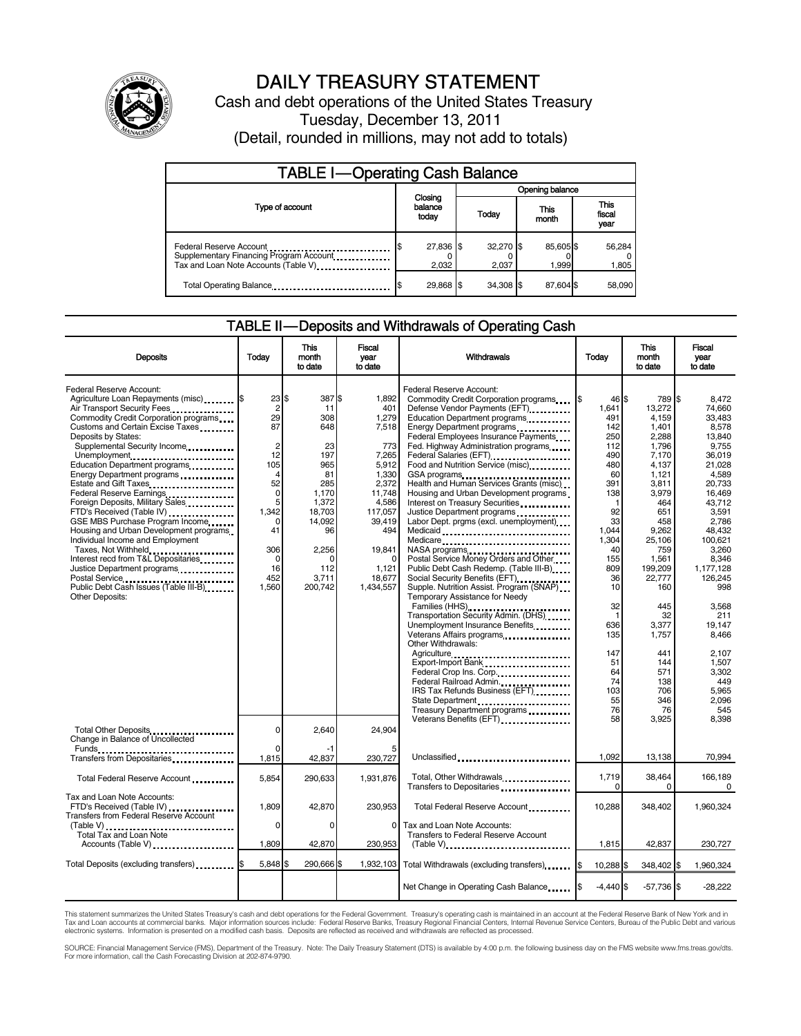# DAILY TREASURY STATEMENT

Cash and debt operations of the United States Treasury

Tuesday, December 13, 2011

(Detail, rounded in millions, may not add to totals)

## TABLE I—Operating Cash Balance

| Type of account | Closing balance today | Opening balance Today | Opening balance This month | Opening balance This fiscal year |
|---|---|---|---|---|
| Federal Reserve Account | $ 27,836 | $ 32,270 | $ 85,605 | $ 56,284 |
| Supplementary Financing Program Account | 0 | 0 | 0 | 0 |
| Tax and Loan Note Accounts (Table V) | 2,032 | 2,037 | 1,999 | 1,805 |
| Total Operating Balance | $ 29,868 | $ 34,308 | $ 87,604 | $ 58,090 |

## TABLE II—Deposits and Withdrawals of Operating Cash

| Deposits | Today | This month to date | Fiscal year to date |
|---|---|---|---|
| Federal Reserve Account: | | | |
| Agriculture Loan Repayments (misc) | $ 23 | $ 387 | $ 1,892 |
| Air Transport Security Fees | 2 | 11 | 401 |
| Commodity Credit Corporation programs | 29 | 308 | 1,279 |
| Customs and Certain Excise Taxes | 87 | 648 | 7,518 |
| Deposits by States: | | | |
| Supplemental Security Income | 2 | 23 | 773 |
| Unemployment | 12 | 197 | 7,265 |
| Education Department programs | 105 | 965 | 5,912 |
| Energy Department programs | 4 | 81 | 1,330 |
| Estate and Gift Taxes | 52 | 285 | 2,372 |
| Federal Reserve Earnings | 0 | 1,170 | 11,748 |
| Foreign Deposits, Military Sales | 5 | 1,372 | 4,586 |
| FTD's Received (Table IV) | 1,342 | 18,703 | 117,057 |
| GSE MBS Purchase Program Income | 0 | 14,092 | 39,419 |
| Housing and Urban Development programs | 41 | 96 | 494 |
| Individual Income and Employment Taxes, Not Withheld | 306 | 2,256 | 19,841 |
| Interest recd from T&L Depositaries | 0 | 0 | 0 |
| Justice Department programs | 16 | 112 | 1,121 |
| Postal Service | 452 | 3,711 | 18,677 |
| Public Debt Cash Issues (Table III-B) | 1,560 | 200,742 | 1,434,557 |
| Other Deposits: | | | |
| Total Other Deposits | 0 | 2,640 | 24,904 |
| Change in Balance of Uncollected Funds | 0 | -1 | 5 |
| Transfers from Depositaries | 1,815 | 42,837 | 230,727 |
| Total Federal Reserve Account | 5,854 | 290,633 | 1,931,876 |
| Tax and Loan Note Accounts: | | | |
| FTD's Received (Table IV) | 1,809 | 42,870 | 230,953 |
| Transfers from Federal Reserve Account (Table V) | 0 | 0 | 0 |
| Total Tax and Loan Note Accounts (Table V) | 1,809 | 42,870 | 230,953 |
| Total Deposits (excluding transfers) | $ 5,848 | $ 290,666 | $ 1,932,103 |

| Withdrawals | Today | This month to date | Fiscal year to date |
|---|---|---|---|
| Federal Reserve Account: | | | |
| Commodity Credit Corporation programs | $ 46 | $ 789 | $ 8,472 |
| Defense Vendor Payments (EFT) | 1,641 | 13,272 | 74,660 |
| Education Department programs | 491 | 4,159 | 33,483 |
| Energy Department programs | 142 | 1,401 | 8,578 |
| Federal Employees Insurance Payments | 250 | 2,288 | 13,840 |
| Fed. Highway Administration programs | 112 | 1,796 | 9,755 |
| Federal Salaries (EFT) | 490 | 7,170 | 36,019 |
| Food and Nutrition Service (misc) | 480 | 4,137 | 21,028 |
| GSA programs | 60 | 1,121 | 4,589 |
| Health and Human Services Grants (misc) | 391 | 3,811 | 20,733 |
| Housing and Urban Development programs | 138 | 3,979 | 16,469 |
| Interest on Treasury Securities | 1 | 464 | 43,712 |
| Justice Department programs | 92 | 651 | 3,591 |
| Labor Dept. prgms (excl. unemployment) | 33 | 458 | 2,786 |
| Medicaid | 1,044 | 9,262 | 48,432 |
| Medicare | 1,304 | 25,106 | 100,621 |
| NASA programs | 40 | 759 | 3,260 |
| Postal Service Money Orders and Other | 155 | 1,561 | 8,346 |
| Public Debt Cash Redemp. (Table III-B) | 809 | 199,209 | 1,177,128 |
| Social Security Benefits (EFT) | 36 | 22,777 | 126,245 |
| Supple. Nutrition Assist. Program (SNAP) | 10 | 160 | 998 |
| Temporary Assistance for Needy Families (HHS) | 32 | 445 | 3,568 |
| Transportation Security Admin. (DHS) | 1 | 32 | 211 |
| Unemployment Insurance Benefits | 636 | 3,377 | 19,147 |
| Veterans Affairs programs | 135 | 1,757 | 8,466 |
| Other Withdrawals: | | | |
| Agriculture | 147 | 441 | 2,107 |
| Export-Import Bank | 51 | 144 | 1,507 |
| Federal Crop Ins. Corp. | 64 | 571 | 3,302 |
| Federal Railroad Admin. | 74 | 138 | 449 |
| IRS Tax Refunds Business (EFT) | 103 | 706 | 5,965 |
| State Department | 55 | 346 | 2,096 |
| Treasury Department programs | 76 | 76 | 545 |
| Veterans Benefits (EFT) | 58 | 3,925 | 8,398 |
| Unclassified | 1,092 | 13,138 | 70,994 |
| Total, Other Withdrawals | 1,719 | 38,464 | 166,189 |
| Transfers to Depositaries | 0 | 0 | 0 |
| Total Federal Reserve Account | 10,288 | 348,402 | 1,960,324 |
| Tax and Loan Note Accounts: | | | |
| Transfers to Federal Reserve Account (Table V) | 1,815 | 42,837 | 230,727 |
| Total Withdrawals (excluding transfers) | $ 10,288 | $ 348,402 | $ 1,960,324 |
| Net Change in Operating Cash Balance | $ -4,440 | $ -57,736 | $ -28,222 |

This statement summarizes the United States Treasury's cash and debt operations for the Federal Government. Treasury's operating cash is maintained in an account at the Federal Reserve Bank of New York and in Tax and Loan accounts at commercial banks. Major information sources include: Federal Reserve Banks, Treasury Regional Financial Centers, Internal Revenue Service Centers, Bureau of the Public Debt and various electronic systems. Information is presented on a modified cash basis. Deposits are reflected as received and withdrawals are reflected as processed.

SOURCE: Financial Management Service (FMS), Department of the Treasury. Note: The Daily Treasury Statement (DTS) is available by 4:00 p.m. the following business day on the FMS website www.fms.treas.gov/dts. For more information, call the Cash Forecasting Division at 202-874-9790.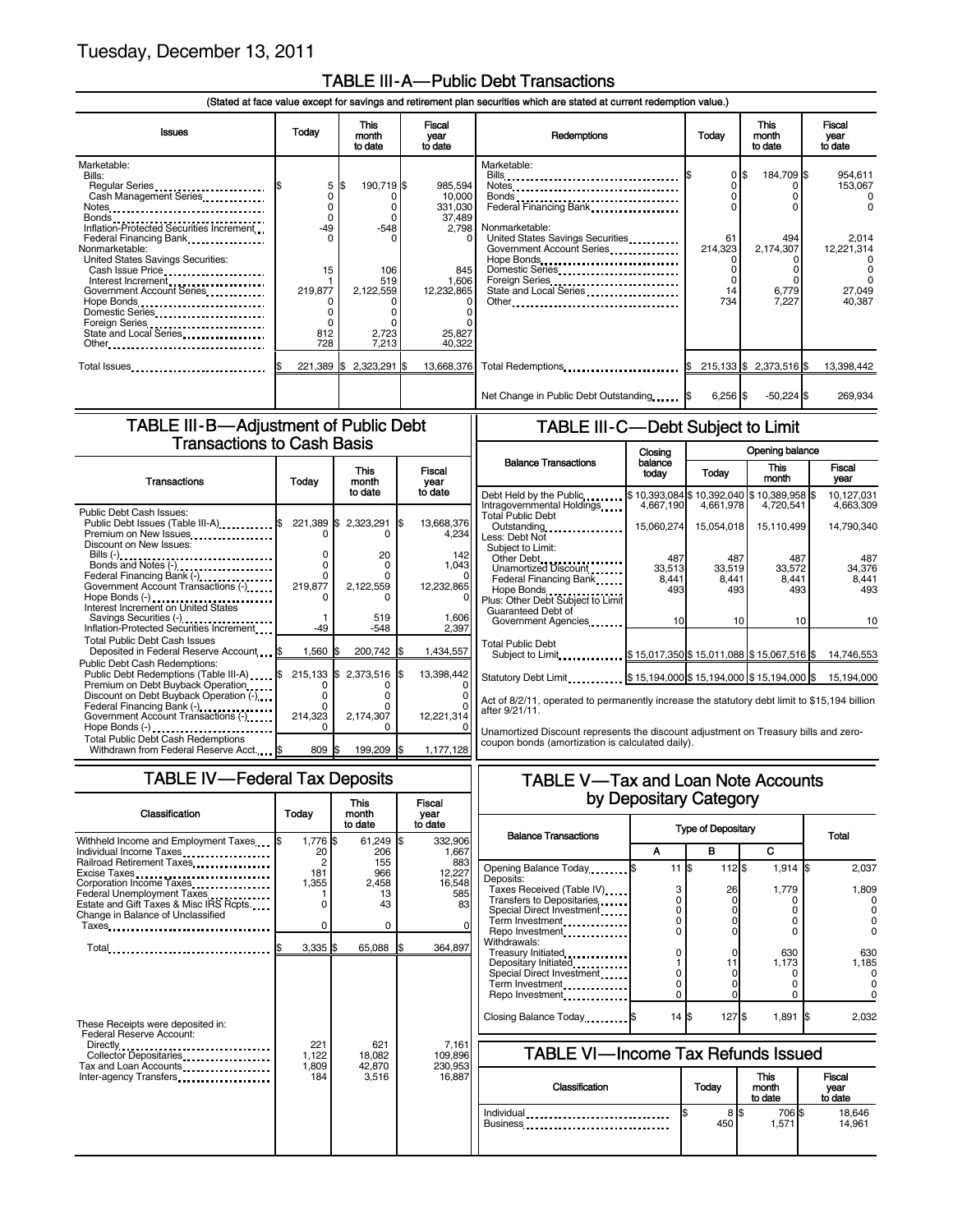Tuesday, December 13, 2011

## TABLE III-A—Public Debt Transactions

(Stated at face value except for savings and retirement plan securities which are stated at current redemption value.)

| Issues | Today | This month to date | Fiscal year to date |
|---|---|---|---|
| Marketable: | | | |
| Bills: | | | |
| Regular Series | $ 5 | $ 190,719 | $ 985,594 |
| Cash Management Series | 0 | 0 | 10,000 |
| Notes | 0 | 0 | 331,030 |
| Bonds | 0 | 0 | 37,489 |
| Inflation-Protected Securities Increment | -49 | -548 | 2,798 |
| Federal Financing Bank | 0 | 0 | 0 |
| Nonmarketable: | | | |
| United States Savings Securities: | | | |
| Cash Issue Price | 15 | 106 | 845 |
| Interest Increment | 1 | 519 | 1,606 |
| Government Account Series | 219,877 | 2,122,559 | 12,232,865 |
| Hope Bonds | 0 | 0 | 0 |
| Domestic Series | 0 | 0 | 0 |
| Foreign Series | 0 | 0 | 0 |
| State and Local Series | 812 | 2,723 | 25,827 |
| Other | 728 | 7,213 | 40,322 |
| Total Issues | $ 221,389 | $ 2,323,291 | $ 13,668,376 |

| Redemptions | Today | This month to date | Fiscal year to date |
|---|---|---|---|
| Marketable: | | | |
| Bills | $ 0 | $ 184,709 | $ 954,611 |
| Notes | 0 | 0 | 153,067 |
| Bonds | 0 | 0 | 0 |
| Federal Financing Bank | 0 | 0 | 0 |
| Nonmarketable: | | | |
| United States Savings Securities | 61 | 494 | 2,014 |
| Government Account Series | 214,323 | 2,174,307 | 12,221,314 |
| Hope Bonds | 0 | 0 | 0 |
| Domestic Series | 0 | 0 | 0 |
| Foreign Series | 0 | 0 | 0 |
| State and Local Series | 14 | 6,779 | 27,049 |
| Other | 734 | 7,227 | 40,387 |
| Total Redemptions | $ 215,133 | $ 2,373,516 | $ 13,398,442 |
| Net Change in Public Debt Outstanding | $ 6,256 | $ -50,224 | $ 269,934 |

## TABLE III-B—Adjustment of Public Debt Transactions to Cash Basis

| Transactions | Today | This month to date | Fiscal year to date |
|---|---|---|---|
| Public Debt Cash Issues: | | | |
| Public Debt Issues (Table III-A) | $ 221,389 | $ 2,323,291 | $ 13,668,376 |
| Premium on New Issues | 0 | 0 | 4,234 |
| Discount on New Issues: | | | |
| Bills (-) | 0 | 20 | 142 |
| Bonds and Notes (-) | 0 | 0 | 1,043 |
| Federal Financing Bank (-) | 0 | 0 | 0 |
| Government Account Transactions (-) | 219,877 | 2,122,559 | 12,232,865 |
| Hope Bonds (-) | 0 | 0 | 0 |
| Interest Increment on United States Savings Securities (-) | 1 | 519 | 1,606 |
| Inflation-Protected Securities Increment | -49 | -548 | 2,397 |
| Total Public Debt Cash Issues Deposited in Federal Reserve Account | $ 1,560 | $ 200,742 | $ 1,434,557 |
| Public Debt Cash Redemptions: | | | |
| Public Debt Redemptions (Table III-A) | $ 215,133 | $ 2,373,516 | $ 13,398,442 |
| Premium on Debt Buyback Operation | 0 | 0 | 0 |
| Discount on Debt Buyback Operation (-) | 0 | 0 | 0 |
| Federal Financing Bank (-) | 0 | 0 | 0 |
| Government Account Transactions (-) | 214,323 | 2,174,307 | 12,221,314 |
| Hope Bonds (-) | 0 | 0 | 0 |
| Total Public Debt Cash Redemptions Withdrawn from Federal Reserve Acct. | $ 809 | $ 199,209 | $ 1,177,128 |

## TABLE III-C—Debt Subject to Limit

| Balance Transactions | Closing balance today | Opening balance | | |
|---|---|---|---|---|
| | | Today | This month | Fiscal year |
| Debt Held by the Public | $ 10,393,084 | $ 10,392,040 | $ 10,389,958 | $ 10,127,031 |
| Intragovernmental Holdings | 4,667,190 | 4,661,978 | 4,720,541 | 4,663,309 |
| Total Public Debt Outstanding | 15,060,274 | 15,054,018 | 15,110,499 | 14,790,340 |
| Less: Debt Not Subject to Limit: | | | | |
| Other Debt | 487 | 487 | 487 | 487 |
| Unamortized Discount | 33,513 | 33,519 | 33,572 | 34,376 |
| Federal Financing Bank | 8,441 | 8,441 | 8,441 | 8,441 |
| Hope Bonds | 493 | 493 | 493 | 493 |
| Plus: Other Debt Subject to Limit Guaranteed Debt of Government Agencies | 10 | 10 | 10 | 10 |
| Total Public Debt Subject to Limit | $ 15,017,350 | $ 15,011,088 | $ 15,067,516 | $ 14,746,553 |
| Statutory Debt Limit | $ 15,194,000 | $ 15,194,000 | $ 15,194,000 | $ 15,194,000 |

Act of 8/2/11, operated to permanently increase the statutory debt limit to $15,194 billion after 9/21/11.

Unamortized Discount represents the discount adjustment on Treasury bills and zero-coupon bonds (amortization is calculated daily).

## TABLE IV—Federal Tax Deposits

| Classification | Today | This month to date | Fiscal year to date |
|---|---|---|---|
| Withheld Income and Employment Taxes | $ 1,776 | $ 61,249 | $ 332,906 |
| Individual Income Taxes | 20 | 206 | 1,667 |
| Railroad Retirement Taxes | 2 | 155 | 883 |
| Excise Taxes | 181 | 966 | 12,227 |
| Corporation Income Taxes | 1,355 | 2,458 | 16,548 |
| Federal Unemployment Taxes | 1 | 13 | 585 |
| Estate and Gift Taxes & Misc IRS Rcpts. | 0 | 43 | 83 |
| Change in Balance of Unclassified Taxes | 0 | 0 | 0 |
| Total | $ 3,335 | $ 65,088 | $ 364,897 |
| These Receipts were deposited in: | | | |
| Federal Reserve Account: | | | |
| Directly | 221 | 621 | 7,161 |
| Collector Depositaries | 1,122 | 18,082 | 109,896 |
| Tax and Loan Accounts | 1,809 | 42,870 | 230,953 |
| Inter-agency Transfers | 184 | 3,516 | 16,887 |

## TABLE V—Tax and Loan Note Accounts by Depositary Category

| Balance Transactions | Type of Depositary | | | Total |
|---|---|---|---|---|
| | A | B | C | |
| Opening Balance Today | $ 11 | $ 112 | $ 1,914 | $ 2,037 |
| Deposits: | | | | |
| Taxes Received (Table IV) | 3 | 26 | 1,779 | 1,809 |
| Transfers to Depositaries | 0 | 0 | 0 | 0 |
| Special Direct Investment | 0 | 0 | 0 | 0 |
| Term Investment | 0 | 0 | 0 | 0 |
| Repo Investment | 0 | 0 | 0 | 0 |
| Withdrawals: | | | | |
| Treasury Initiated | 0 | 0 | 630 | 630 |
| Depositary Initiated | 1 | 11 | 1,173 | 1,185 |
| Special Direct Investment | 0 | 0 | 0 | 0 |
| Term Investment | 0 | 0 | 0 | 0 |
| Repo Investment | 0 | 0 | 0 | 0 |
| Closing Balance Today | $ 14 | $ 127 | $ 1,891 | $ 2,032 |

## TABLE VI—Income Tax Refunds Issued

| Classification | Today | This month to date | Fiscal year to date |
|---|---|---|---|
| Individual | $ 8 | $ 706 | $ 18,646 |
| Business | 450 | 1,571 | 14,961 |